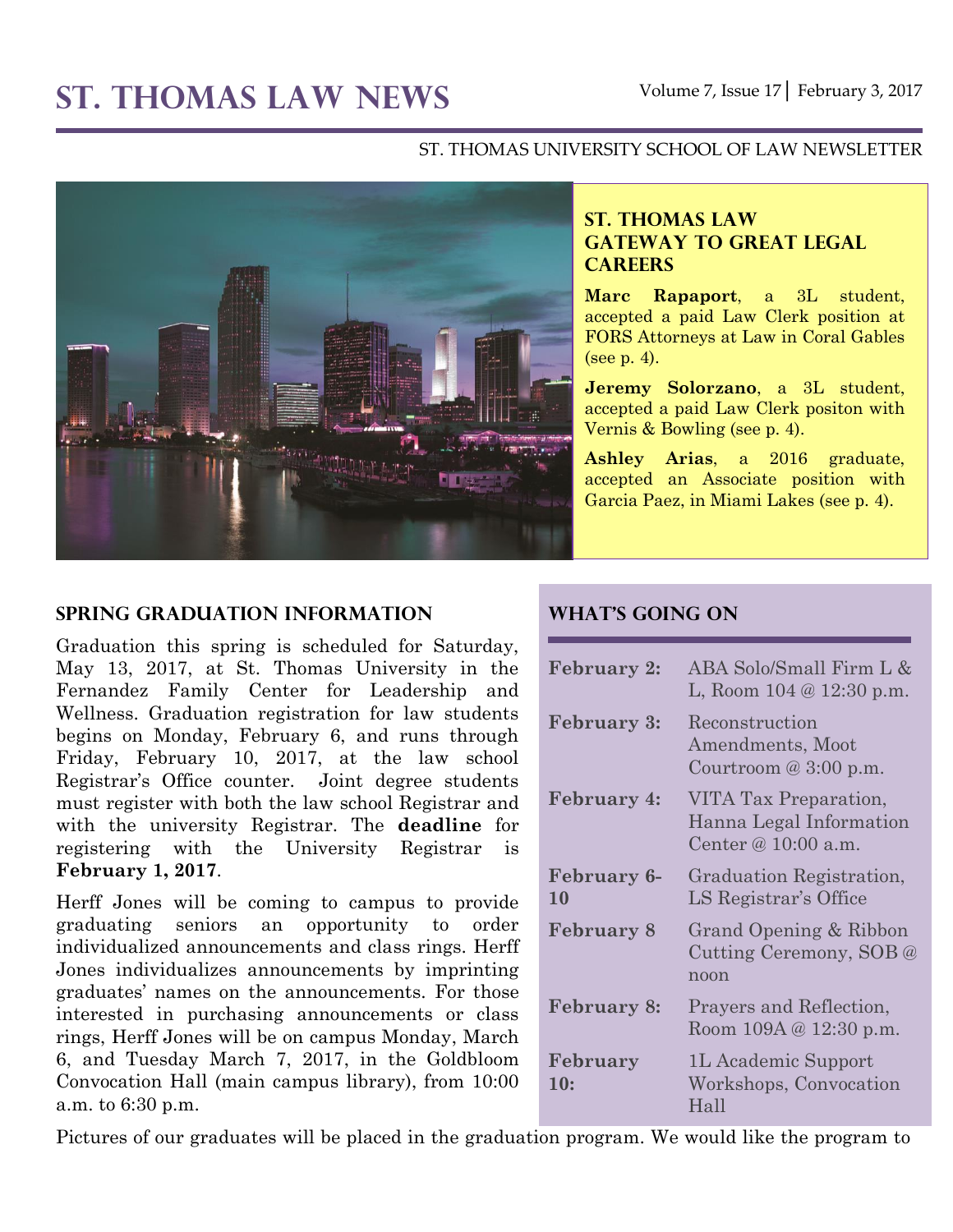# ST. THOMAS LAW NEWS

Volume 7, Issue 17 | February 3, 2017

ST. THOMAS UNIVERSITY SCHOOL OF LAW NEWSLETTER

## ST. THOMAS LAW GATEWAY TO GREAT LEGAL CAREERS

**Marc Rapaport**, a 3L student, accepted a paid Law Clerk position at FORS Attorneys at Law in Coral Gables (see p. 4).

**Jeremy Solorzano**, a 3L student, accepted a paid Law Clerk positon with Vernis & Bowling (see p. 4).

**Ashley Arias**, a 2016 graduate, accepted an Associate position with Garcia Paez, in Miami Lakes (see p. 4).

## SPRING GRADUATION INFORMATION

Graduation this spring is scheduled for Saturday, May 13, 2017, at St. Thomas University in the Fernandez Family Center for Leadership and Wellness. Graduation registration for law students begins on Monday, February 6, and runs through Friday, February 10, 2017, at the law school Registrar's Office counter. Joint degree students must register with both the law school Registrar and with the university Registrar. The **deadline** for registering with the University Registrar is **February 1, 2017**.

Herff Jones will be coming to campus to provide graduating seniors an opportunity to order individualized announcements and class rings. Herff Jones individualizes announcements by imprinting graduates' names on the announcements. For those interested in purchasing announcements or class rings, Herff Jones will be on campus Monday, March 6, and Tuesday March 7, 2017, in the Goldbloom Convocation Hall (main campus library), from 10:00 a.m. to 6:30 p.m.

Pictures of our graduates will be placed in the graduation program. We would like the program to

## WHAT'S GOING ON

| | |
|---|---|
| **February 2:** | ABA Solo/Small Firm L & L, Room 104 @ 12:30 p.m. |
| **February 3:** | Reconstruction Amendments, Moot Courtroom @ 3:00 p.m. |
| **February 4:** | VITA Tax Preparation, Hanna Legal Information Center @ 10:00 a.m. |
| **February 6-10** | Graduation Registration, LS Registrar's Office |
| **February 8** | Grand Opening & Ribbon Cutting Ceremony, SOB @ noon |
| **February 8:** | Prayers and Reflection, Room 109A @ 12:30 p.m. |
| **February 10:** | 1L Academic Support Workshops, Convocation Hall |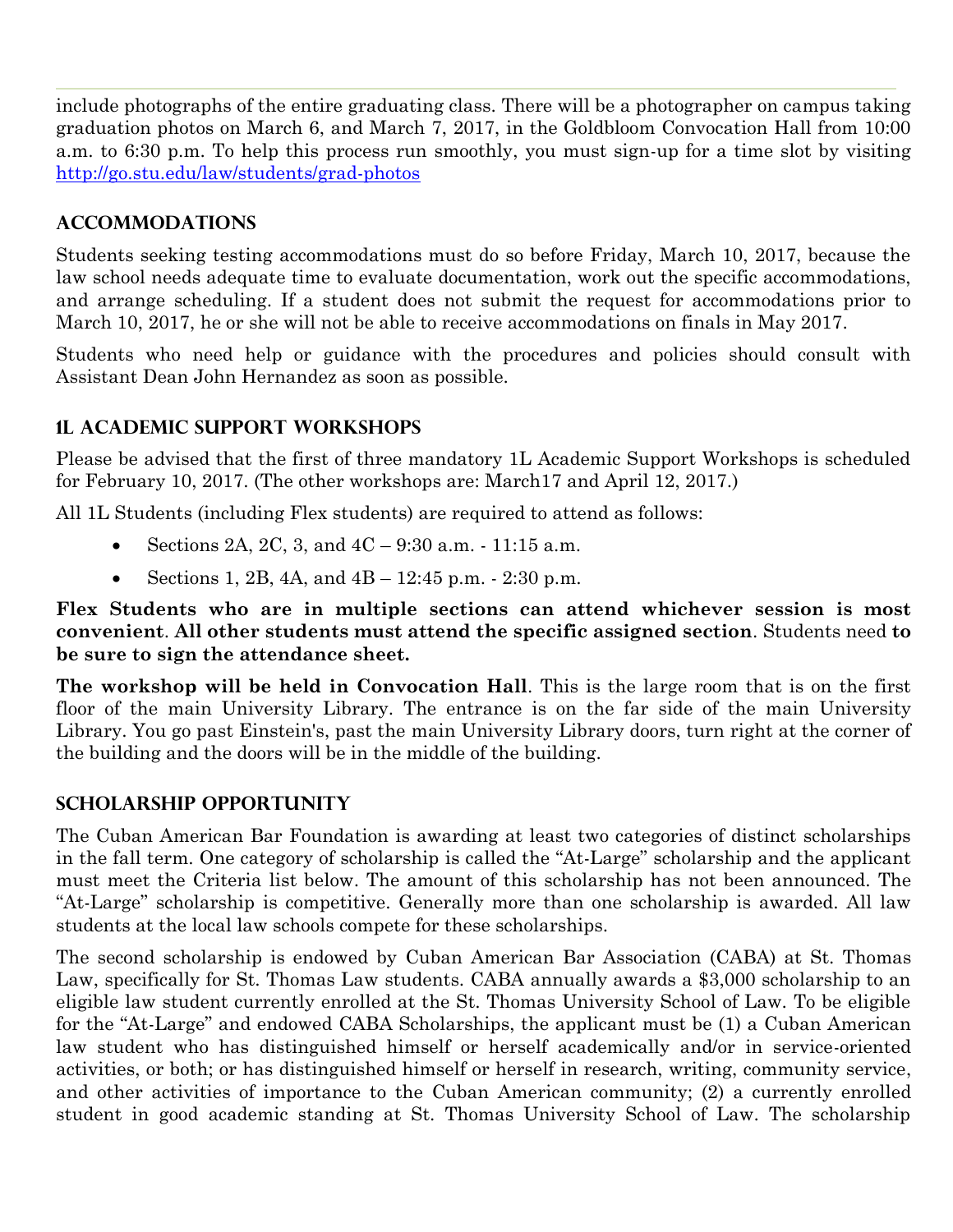include photographs of the entire graduating class. There will be a photographer on campus taking graduation photos on March 6, and March 7, 2017, in the Goldbloom Convocation Hall from 10:00 a.m. to 6:30 p.m. To help this process run smoothly, you must sign-up for a time slot by visiting http://go.stu.edu/law/students/grad-photos

## ACCOMMODATIONS

Students seeking testing accommodations must do so before Friday, March 10, 2017, because the law school needs adequate time to evaluate documentation, work out the specific accommodations, and arrange scheduling. If a student does not submit the request for accommodations prior to March 10, 2017, he or she will not be able to receive accommodations on finals in May 2017.

Students who need help or guidance with the procedures and policies should consult with Assistant Dean John Hernandez as soon as possible.

## 1L ACADEMIC SUPPORT WORKSHOPS

Please be advised that the first of three mandatory 1L Academic Support Workshops is scheduled for February 10, 2017. (The other workshops are: March17 and April 12, 2017.)

All 1L Students (including Flex students) are required to attend as follows:

- Sections 2A, 2C, 3, and 4C – 9:30 a.m. - 11:15 a.m.
- Sections 1, 2B, 4A, and 4B – 12:45 p.m. - 2:30 p.m.

**Flex Students who are in multiple sections can attend whichever session is most convenient**. **All other students must attend the specific assigned section**. Students need **to be sure to sign the attendance sheet.**

**The workshop will be held in Convocation Hall**. This is the large room that is on the first floor of the main University Library. The entrance is on the far side of the main University Library. You go past Einstein's, past the main University Library doors, turn right at the corner of the building and the doors will be in the middle of the building.

## SCHOLARSHIP OPPORTUNITY

The Cuban American Bar Foundation is awarding at least two categories of distinct scholarships in the fall term. One category of scholarship is called the "At-Large" scholarship and the applicant must meet the Criteria list below. The amount of this scholarship has not been announced. The "At-Large" scholarship is competitive. Generally more than one scholarship is awarded. All law students at the local law schools compete for these scholarships.

The second scholarship is endowed by Cuban American Bar Association (CABA) at St. Thomas Law, specifically for St. Thomas Law students. CABA annually awards a $3,000 scholarship to an eligible law student currently enrolled at the St. Thomas University School of Law. To be eligible for the "At-Large" and endowed CABA Scholarships, the applicant must be (1) a Cuban American law student who has distinguished himself or herself academically and/or in service-oriented activities, or both; or has distinguished himself or herself in research, writing, community service, and other activities of importance to the Cuban American community; (2) a currently enrolled student in good academic standing at St. Thomas University School of Law. The scholarship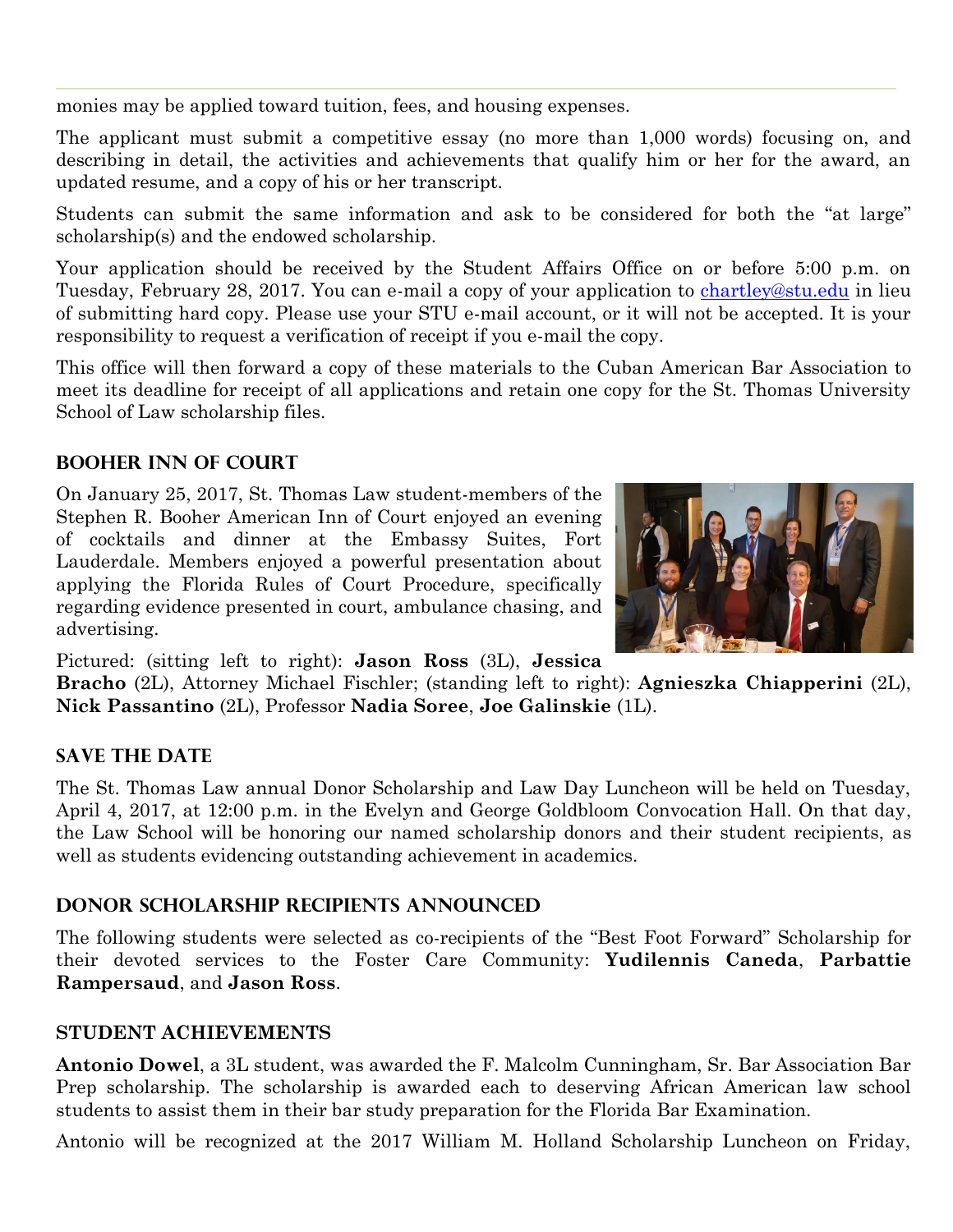monies may be applied toward tuition, fees, and housing expenses.

The applicant must submit a competitive essay (no more than 1,000 words) focusing on, and describing in detail, the activities and achievements that qualify him or her for the award, an updated resume, and a copy of his or her transcript.

Students can submit the same information and ask to be considered for both the "at large" scholarship(s) and the endowed scholarship.

Your application should be received by the Student Affairs Office on or before 5:00 p.m. on Tuesday, February 28, 2017. You can e-mail a copy of your application to chartley@stu.edu in lieu of submitting hard copy. Please use your STU e-mail account, or it will not be accepted. It is your responsibility to request a verification of receipt if you e-mail the copy.

This office will then forward a copy of these materials to the Cuban American Bar Association to meet its deadline for receipt of all applications and retain one copy for the St. Thomas University School of Law scholarship files.

## Booher Inn of Court

On January 25, 2017, St. Thomas Law student-members of the Stephen R. Booher American Inn of Court enjoyed an evening of cocktails and dinner at the Embassy Suites, Fort Lauderdale. Members enjoyed a powerful presentation about applying the Florida Rules of Court Procedure, specifically regarding evidence presented in court, ambulance chasing, and advertising.

Pictured: (sitting left to right): **Jason Ross** (3L), **Jessica Bracho** (2L), Attorney Michael Fischler; (standing left to right): **Agnieszka Chiapperini** (2L), **Nick Passantino** (2L), Professor **Nadia Soree**, **Joe Galinskie** (1L).

## Save the Date

The St. Thomas Law annual Donor Scholarship and Law Day Luncheon will be held on Tuesday, April 4, 2017, at 12:00 p.m. in the Evelyn and George Goldbloom Convocation Hall. On that day, the Law School will be honoring our named scholarship donors and their student recipients, as well as students evidencing outstanding achievement in academics.

## Donor Scholarship Recipients Announced

The following students were selected as co-recipients of the "Best Foot Forward" Scholarship for their devoted services to the Foster Care Community: **Yudilennis Caneda**, **Parbattie Rampersaud**, and **Jason Ross**.

## Student Achievements

**Antonio Dowel**, a 3L student, was awarded the F. Malcolm Cunningham, Sr. Bar Association Bar Prep scholarship. The scholarship is awarded each to deserving African American law school students to assist them in their bar study preparation for the Florida Bar Examination.

Antonio will be recognized at the 2017 William M. Holland Scholarship Luncheon on Friday,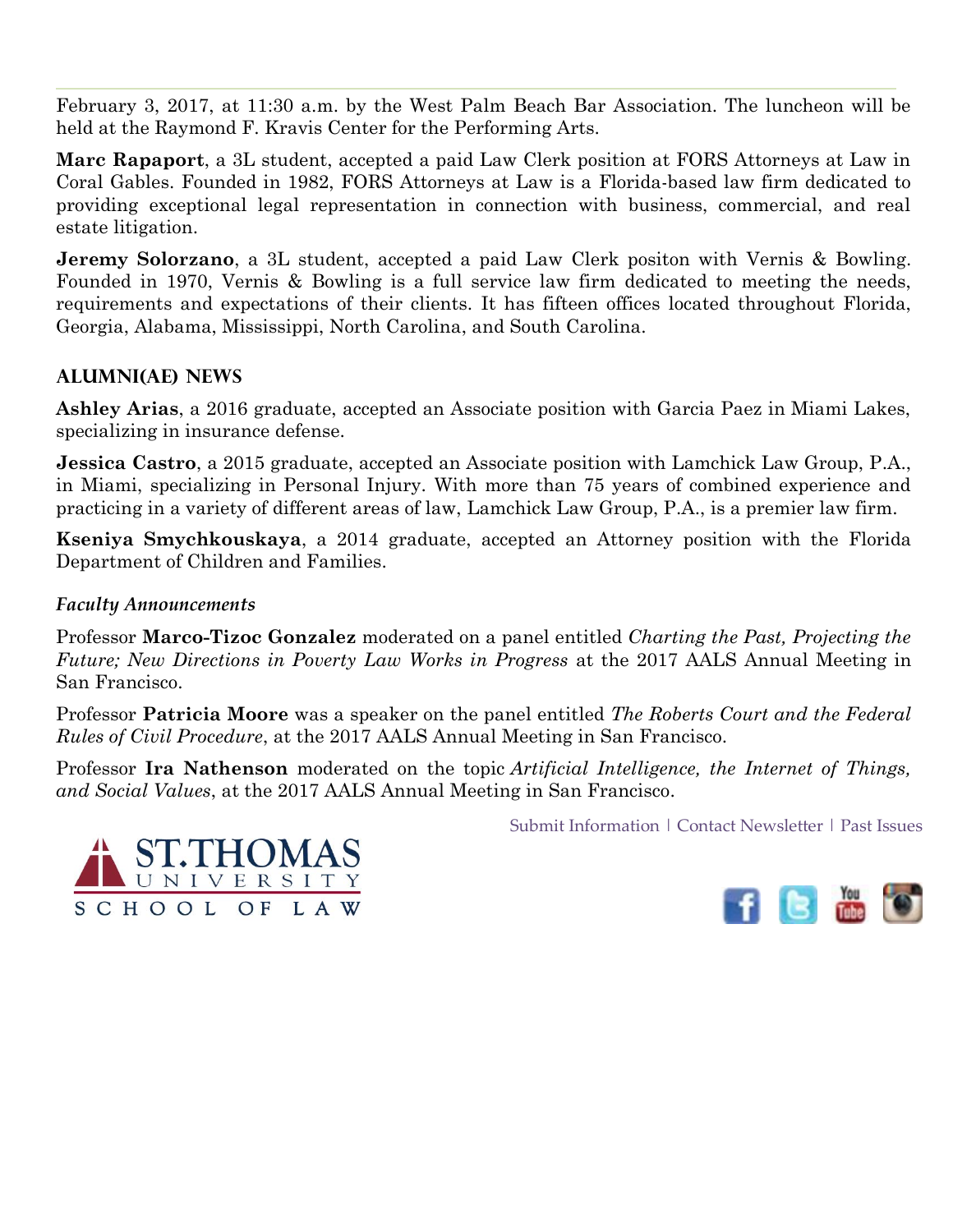February 3, 2017, at 11:30 a.m. by the West Palm Beach Bar Association. The luncheon will be held at the Raymond F. Kravis Center for the Performing Arts.

**Marc Rapaport**, a 3L student, accepted a paid Law Clerk position at FORS Attorneys at Law in Coral Gables. Founded in 1982, FORS Attorneys at Law is a Florida-based law firm dedicated to providing exceptional legal representation in connection with business, commercial, and real estate litigation.

**Jeremy Solorzano**, a 3L student, accepted a paid Law Clerk positon with Vernis & Bowling. Founded in 1970, Vernis & Bowling is a full service law firm dedicated to meeting the needs, requirements and expectations of their clients. It has fifteen offices located throughout Florida, Georgia, Alabama, Mississippi, North Carolina, and South Carolina.

## ALUMNI(AE) NEWS

**Ashley Arias**, a 2016 graduate, accepted an Associate position with Garcia Paez in Miami Lakes, specializing in insurance defense.

**Jessica Castro**, a 2015 graduate, accepted an Associate position with Lamchick Law Group, P.A., in Miami, specializing in Personal Injury. With more than 75 years of combined experience and practicing in a variety of different areas of law, Lamchick Law Group, P.A., is a premier law firm.

**Kseniya Smychkouskaya**, a 2014 graduate, accepted an Attorney position with the Florida Department of Children and Families.

### *Faculty Announcements*

Professor **Marco-Tizoc Gonzalez** moderated on a panel entitled *Charting the Past, Projecting the Future; New Directions in Poverty Law Works in Progress* at the 2017 AALS Annual Meeting in San Francisco.

Professor **Patricia Moore** was a speaker on the panel entitled *The Roberts Court and the Federal Rules of Civil Procedure*, at the 2017 AALS Annual Meeting in San Francisco.

Professor **Ira Nathenson** moderated on the topic *Artificial Intelligence, the Internet of Things, and Social Values*, at the 2017 AALS Annual Meeting in San Francisco.

Submit Information | Contact Newsletter | Past Issues

ST. THOMAS UNIVERSITY SCHOOL OF LAW